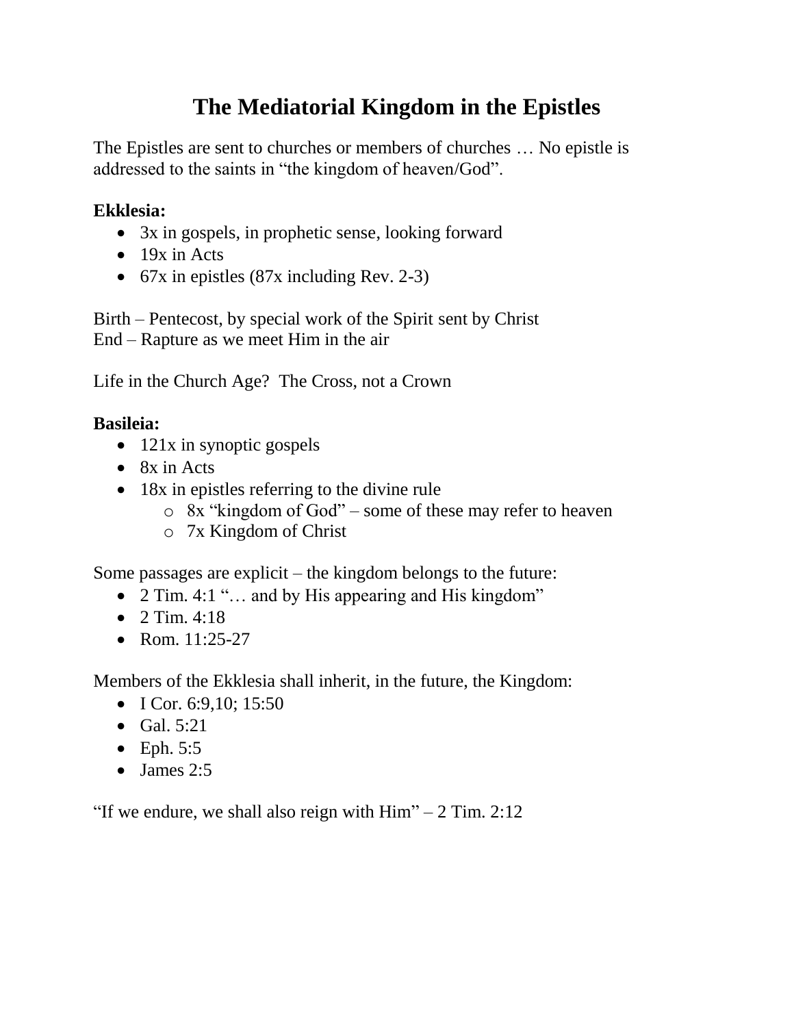# The Mediatorial Kingdom in the Epistles

The Epistles are sent to churches or members of churches … No epistle is addressed to the saints in "the kingdom of heaven/God".

**Ekklesia:**

- 3x in gospels, in prophetic sense, looking forward
- 19x in Acts
- 67x in epistles (87x including Rev. 2-3)

Birth – Pentecost, by special work of the Spirit sent by Christ
End – Rapture as we meet Him in the air

Life in the Church Age? The Cross, not a Crown

**Basileia:**

- 121x in synoptic gospels
- 8x in Acts
- 18x in epistles referring to the divine rule
  - 8x "kingdom of God" – some of these may refer to heaven
  - 7x Kingdom of Christ

Some passages are explicit – the kingdom belongs to the future:

- 2 Tim. 4:1 "… and by His appearing and His kingdom"
- 2 Tim. 4:18
- Rom. 11:25-27

Members of the Ekklesia shall inherit, in the future, the Kingdom:

- I Cor. 6:9,10; 15:50
- Gal. 5:21
- Eph. 5:5
- James 2:5

"If we endure, we shall also reign with Him" – 2 Tim. 2:12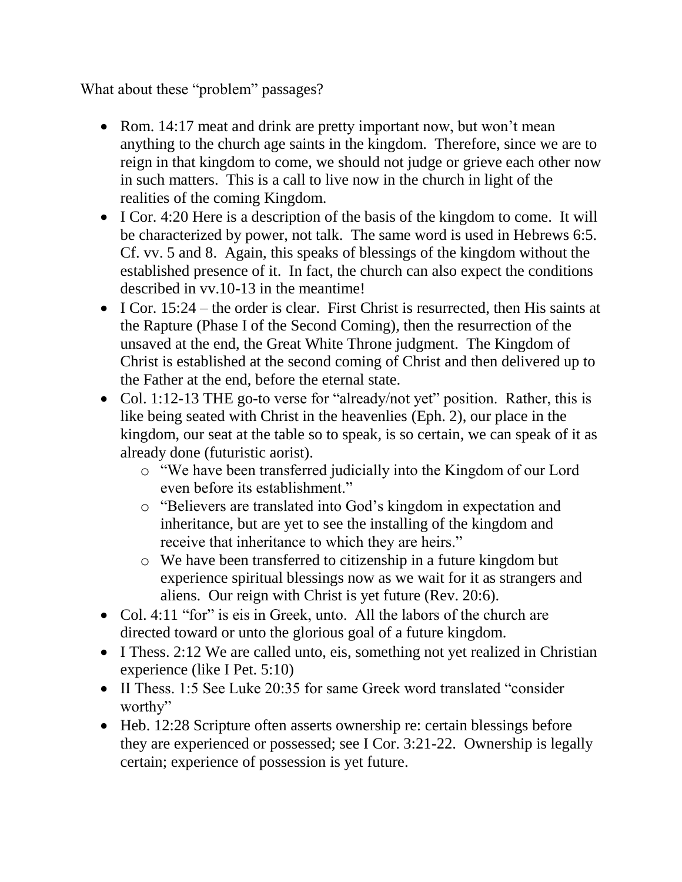What about these "problem" passages?

- Rom. 14:17 meat and drink are pretty important now, but won't mean anything to the church age saints in the kingdom. Therefore, since we are to reign in that kingdom to come, we should not judge or grieve each other now in such matters. This is a call to live now in the church in light of the realities of the coming Kingdom.
- I Cor. 4:20 Here is a description of the basis of the kingdom to come. It will be characterized by power, not talk. The same word is used in Hebrews 6:5. Cf. vv. 5 and 8. Again, this speaks of blessings of the kingdom without the established presence of it. In fact, the church can also expect the conditions described in vv.10-13 in the meantime!
- I Cor. 15:24 – the order is clear. First Christ is resurrected, then His saints at the Rapture (Phase I of the Second Coming), then the resurrection of the unsaved at the end, the Great White Throne judgment. The Kingdom of Christ is established at the second coming of Christ and then delivered up to the Father at the end, before the eternal state.
- Col. 1:12-13 THE go-to verse for "already/not yet" position. Rather, this is like being seated with Christ in the heavenlies (Eph. 2), our place in the kingdom, our seat at the table so to speak, is so certain, we can speak of it as already done (futuristic aorist).
    - "We have been transferred judicially into the Kingdom of our Lord even before its establishment."
    - "Believers are translated into God's kingdom in expectation and inheritance, but are yet to see the installing of the kingdom and receive that inheritance to which they are heirs."
    - We have been transferred to citizenship in a future kingdom but experience spiritual blessings now as we wait for it as strangers and aliens. Our reign with Christ is yet future (Rev. 20:6).
- Col. 4:11 "for" is eis in Greek, unto. All the labors of the church are directed toward or unto the glorious goal of a future kingdom.
- I Thess. 2:12 We are called unto, eis, something not yet realized in Christian experience (like I Pet. 5:10)
- II Thess. 1:5 See Luke 20:35 for same Greek word translated "consider worthy"
- Heb. 12:28 Scripture often asserts ownership re: certain blessings before they are experienced or possessed; see I Cor. 3:21-22. Ownership is legally certain; experience of possession is yet future.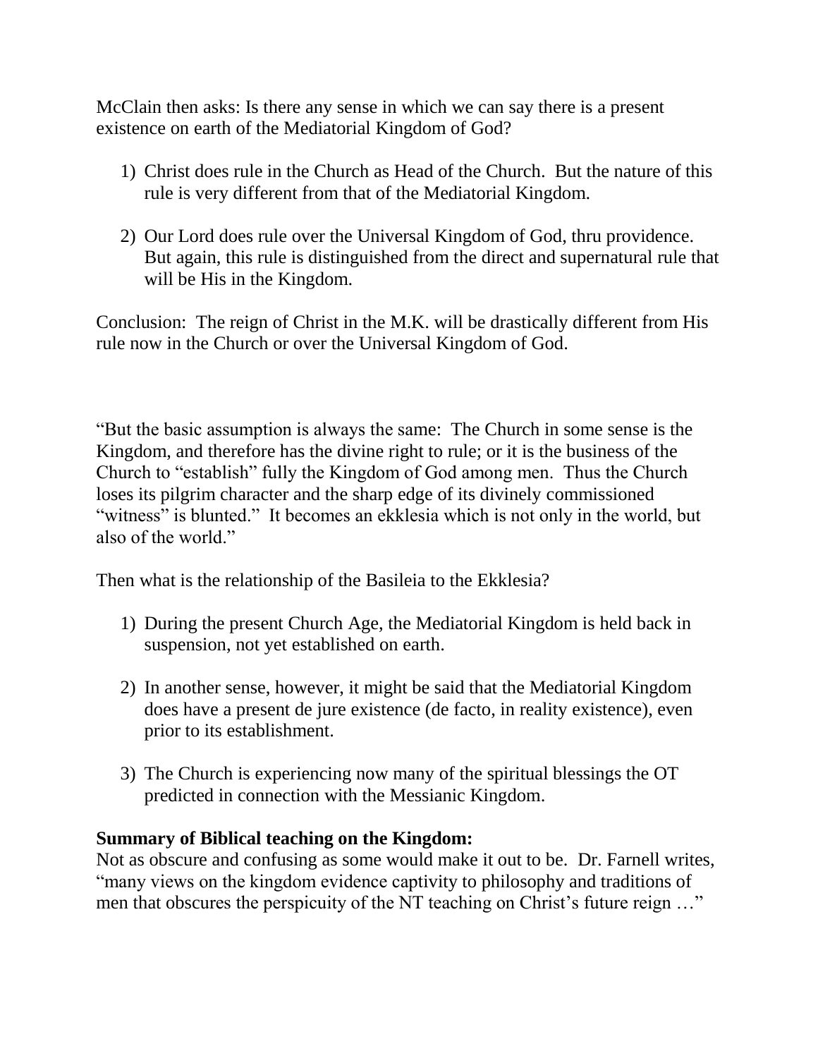McClain then asks: Is there any sense in which we can say there is a present existence on earth of the Mediatorial Kingdom of God?

1) Christ does rule in the Church as Head of the Church. But the nature of this rule is very different from that of the Mediatorial Kingdom.

2) Our Lord does rule over the Universal Kingdom of God, thru providence. But again, this rule is distinguished from the direct and supernatural rule that will be His in the Kingdom.

Conclusion: The reign of Christ in the M.K. will be drastically different from His rule now in the Church or over the Universal Kingdom of God.

"But the basic assumption is always the same: The Church in some sense is the Kingdom, and therefore has the divine right to rule; or it is the business of the Church to "establish" fully the Kingdom of God among men. Thus the Church loses its pilgrim character and the sharp edge of its divinely commissioned "witness" is blunted." It becomes an ekklesia which is not only in the world, but also of the world."

Then what is the relationship of the Basileia to the Ekklesia?

1) During the present Church Age, the Mediatorial Kingdom is held back in suspension, not yet established on earth.

2) In another sense, however, it might be said that the Mediatorial Kingdom does have a present de jure existence (de facto, in reality existence), even prior to its establishment.

3) The Church is experiencing now many of the spiritual blessings the OT predicted in connection with the Messianic Kingdom.

**Summary of Biblical teaching on the Kingdom:**
Not as obscure and confusing as some would make it out to be. Dr. Farnell writes, "many views on the kingdom evidence captivity to philosophy and traditions of men that obscures the perspicuity of the NT teaching on Christ's future reign …"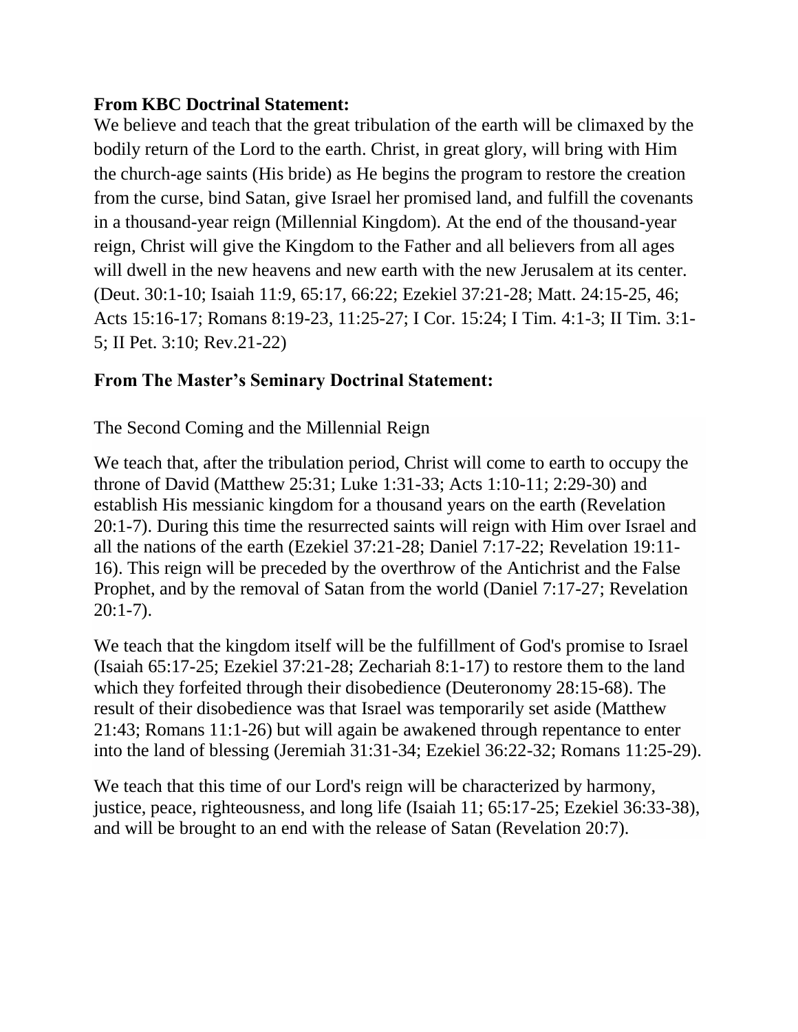**From KBC Doctrinal Statement:**

We believe and teach that the great tribulation of the earth will be climaxed by the bodily return of the Lord to the earth. Christ, in great glory, will bring with Him the church-age saints (His bride) as He begins the program to restore the creation from the curse, bind Satan, give Israel her promised land, and fulfill the covenants in a thousand-year reign (Millennial Kingdom). At the end of the thousand-year reign, Christ will give the Kingdom to the Father and all believers from all ages will dwell in the new heavens and new earth with the new Jerusalem at its center. (Deut. 30:1-10; Isaiah 11:9, 65:17, 66:22; Ezekiel 37:21-28; Matt. 24:15-25, 46; Acts 15:16-17; Romans 8:19-23, 11:25-27; I Cor. 15:24; I Tim. 4:1-3; II Tim. 3:1-5; II Pet. 3:10; Rev.21-22)

**From The Master's Seminary Doctrinal Statement:**

The Second Coming and the Millennial Reign

We teach that, after the tribulation period, Christ will come to earth to occupy the throne of David (Matthew 25:31; Luke 1:31-33; Acts 1:10-11; 2:29-30) and establish His messianic kingdom for a thousand years on the earth (Revelation 20:1-7). During this time the resurrected saints will reign with Him over Israel and all the nations of the earth (Ezekiel 37:21-28; Daniel 7:17-22; Revelation 19:11-16). This reign will be preceded by the overthrow of the Antichrist and the False Prophet, and by the removal of Satan from the world (Daniel 7:17-27; Revelation 20:1-7).

We teach that the kingdom itself will be the fulfillment of God's promise to Israel (Isaiah 65:17-25; Ezekiel 37:21-28; Zechariah 8:1-17) to restore them to the land which they forfeited through their disobedience (Deuteronomy 28:15-68). The result of their disobedience was that Israel was temporarily set aside (Matthew 21:43; Romans 11:1-26) but will again be awakened through repentance to enter into the land of blessing (Jeremiah 31:31-34; Ezekiel 36:22-32; Romans 11:25-29).

We teach that this time of our Lord's reign will be characterized by harmony, justice, peace, righteousness, and long life (Isaiah 11; 65:17-25; Ezekiel 36:33-38), and will be brought to an end with the release of Satan (Revelation 20:7).